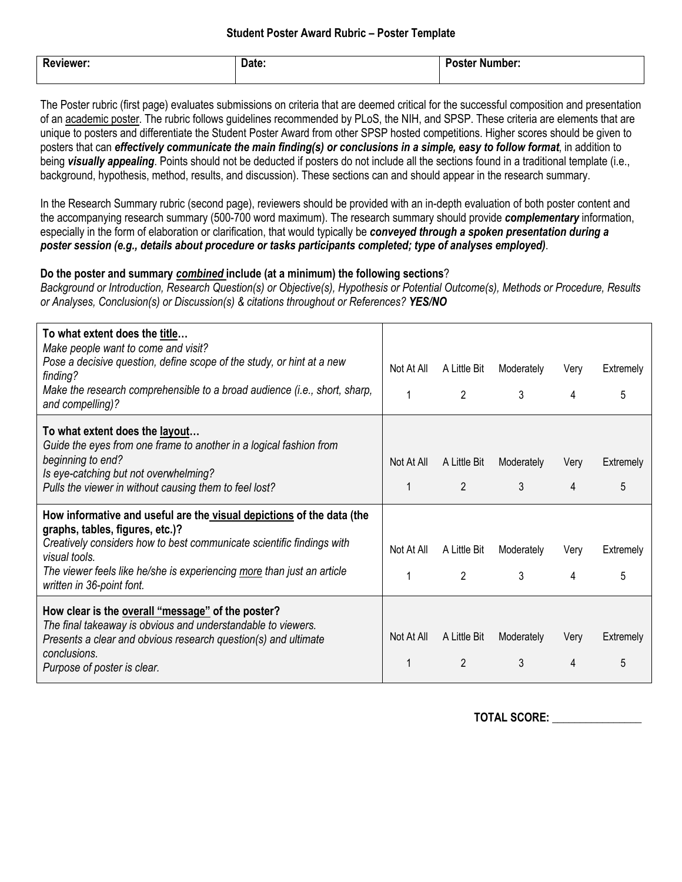## Student Poster Award Rubric – Poster Template

| Reviewer: | Date: | Poster Number: |
|---|---|---|
| | | |

The Poster rubric (first page) evaluates submissions on criteria that are deemed critical for the successful composition and presentation of an academic poster. The rubric follows guidelines recommended by PLoS, the NIH, and SPSP. These criteria are elements that are unique to posters and differentiate the Student Poster Award from other SPSP hosted competitions. Higher scores should be given to posters that can ***effectively communicate the main finding(s) or conclusions in a simple, easy to follow format***, in addition to being ***visually appealing***. Points should not be deducted if posters do not include all the sections found in a traditional template (i.e., background, hypothesis, method, results, and discussion). These sections can and should appear in the research summary.

In the Research Summary rubric (second page), reviewers should be provided with an in-depth evaluation of both poster content and the accompanying research summary (500-700 word maximum). The research summary should provide ***complementary*** information, especially in the form of elaboration or clarification, that would typically be ***conveyed through a spoken presentation during a poster session (e.g., details about procedure or tasks participants completed; type of analyses employed)***.

**Do the poster and summary *combined* include (at a minimum) the following sections**?
*Background or Introduction, Research Question(s) or Objective(s), Hypothesis or Potential Outcome(s), Methods or Procedure, Results or Analyses, Conclusion(s) or Discussion(s) & citations throughout or References? **YES/NO***

| Criterion | Not At All | A Little Bit | Moderately | Very | Extremely |
|---|---|---|---|---|---|
| **To what extent does the title…**<br>*Make people want to come and visit?*<br>*Pose a decisive question, define scope of the study, or hint at a new finding?*<br>*Make the research comprehensible to a broad audience (i.e., short, sharp, and compelling)?* | 1 | 2 | 3 | 4 | 5 |
| **To what extent does the layout…**<br>*Guide the eyes from one frame to another in a logical fashion from beginning to end?*<br>*Is eye-catching but not overwhelming?*<br>*Pulls the viewer in without causing them to feel lost?* | 1 | 2 | 3 | 4 | 5 |
| **How informative and useful are the visual depictions of the data (the graphs, tables, figures, etc.)?**<br>*Creatively considers how to best communicate scientific findings with visual tools.*<br>*The viewer feels like he/she is experiencing more than just an article written in 36-point font.* | 1 | 2 | 3 | 4 | 5 |
| **How clear is the overall "message" of the poster?**<br>*The final takeaway is obvious and understandable to viewers.*<br>*Presents a clear and obvious research question(s) and ultimate conclusions.*<br>*Purpose of poster is clear.* | 1 | 2 | 3 | 4 | 5 |

**TOTAL SCORE:** ________________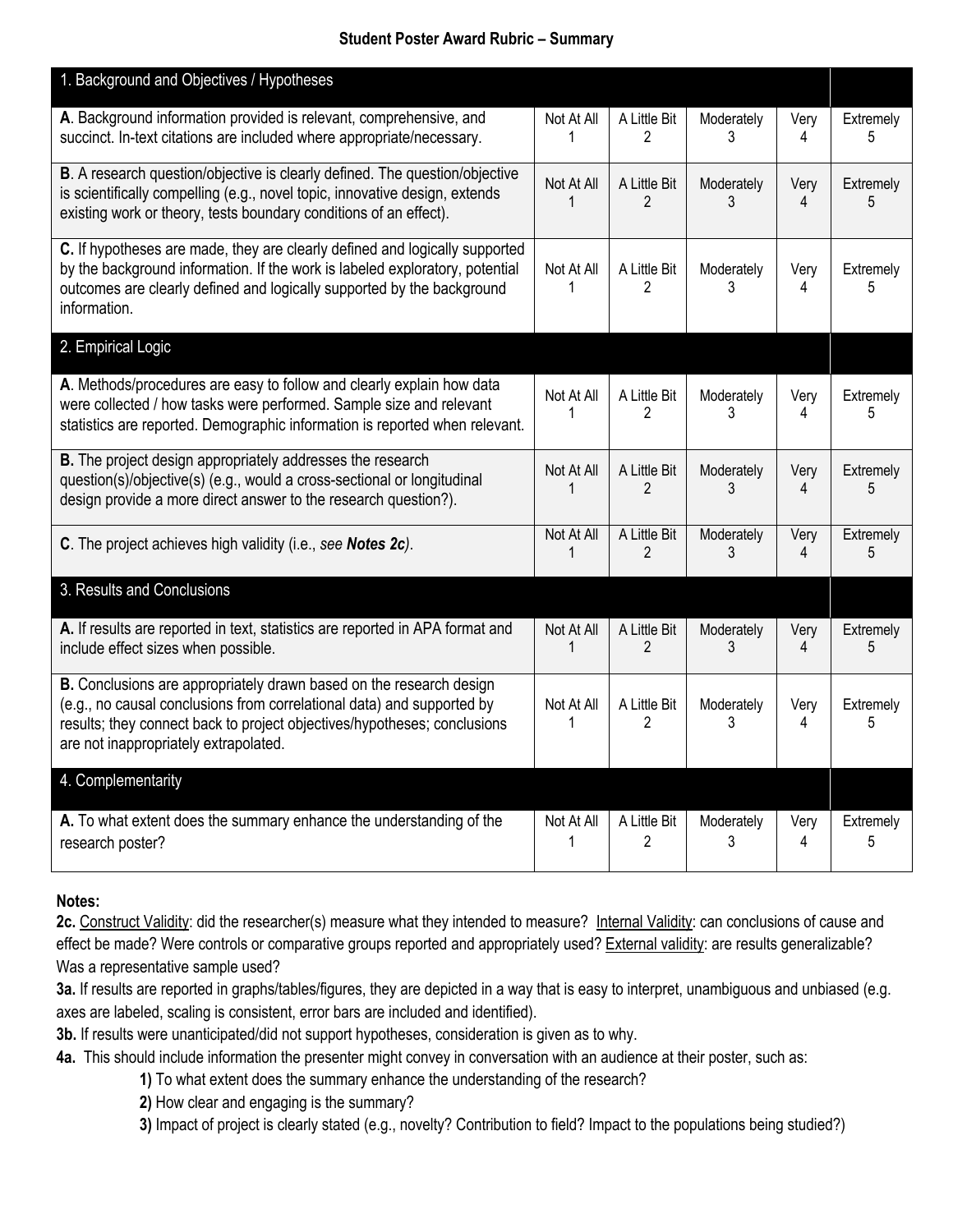## Student Poster Award Rubric – Summary

| 1. Background and Objectives / Hypotheses | | | | | |
|---|---|---|---|---|---|
| **A**. Background information provided is relevant, comprehensive, and succinct. In-text citations are included where appropriate/necessary. | Not At All 1 | A Little Bit 2 | Moderately 3 | Very 4 | Extremely 5 |
| **B**. A research question/objective is clearly defined. The question/objective is scientifically compelling (e.g., novel topic, innovative design, extends existing work or theory, tests boundary conditions of an effect). | Not At All 1 | A Little Bit 2 | Moderately 3 | Very 4 | Extremely 5 |
| **C.** If hypotheses are made, they are clearly defined and logically supported by the background information. If the work is labeled exploratory, potential outcomes are clearly defined and logically supported by the background information. | Not At All 1 | A Little Bit 2 | Moderately 3 | Very 4 | Extremely 5 |
| **2. Empirical Logic** | | | | | |
| **A**. Methods/procedures are easy to follow and clearly explain how data were collected / how tasks were performed. Sample size and relevant statistics are reported. Demographic information is reported when relevant. | Not At All 1 | A Little Bit 2 | Moderately 3 | Very 4 | Extremely 5 |
| **B.** The project design appropriately addresses the research question(s)/objective(s) (e.g., would a cross-sectional or longitudinal design provide a more direct answer to the research question?). | Not At All 1 | A Little Bit 2 | Moderately 3 | Very 4 | Extremely 5 |
| **C**. The project achieves high validity (i.e., *see **Notes 2c***). | Not At All 1 | A Little Bit 2 | Moderately 3 | Very 4 | Extremely 5 |
| **3. Results and Conclusions** | | | | | |
| **A.** If results are reported in text, statistics are reported in APA format and include effect sizes when possible. | Not At All 1 | A Little Bit 2 | Moderately 3 | Very 4 | Extremely 5 |
| **B.** Conclusions are appropriately drawn based on the research design (e.g., no causal conclusions from correlational data) and supported by results; they connect back to project objectives/hypotheses; conclusions are not inappropriately extrapolated. | Not At All 1 | A Little Bit 2 | Moderately 3 | Very 4 | Extremely 5 |
| **4. Complementarity** | | | | | |
| **A.** To what extent does the summary enhance the understanding of the research poster? | Not At All 1 | A Little Bit 2 | Moderately 3 | Very 4 | Extremely 5 |

**Notes:**

**2c.** Construct Validity: did the researcher(s) measure what they intended to measure? Internal Validity: can conclusions of cause and effect be made? Were controls or comparative groups reported and appropriately used? External validity: are results generalizable? Was a representative sample used?

**3a.** If results are reported in graphs/tables/figures, they are depicted in a way that is easy to interpret, unambiguous and unbiased (e.g. axes are labeled, scaling is consistent, error bars are included and identified).

**3b.** If results were unanticipated/did not support hypotheses, consideration is given as to why.

**4a.** This should include information the presenter might convey in conversation with an audience at their poster, such as:

- **1)** To what extent does the summary enhance the understanding of the research?
- **2)** How clear and engaging is the summary?
- **3)** Impact of project is clearly stated (e.g., novelty? Contribution to field? Impact to the populations being studied?)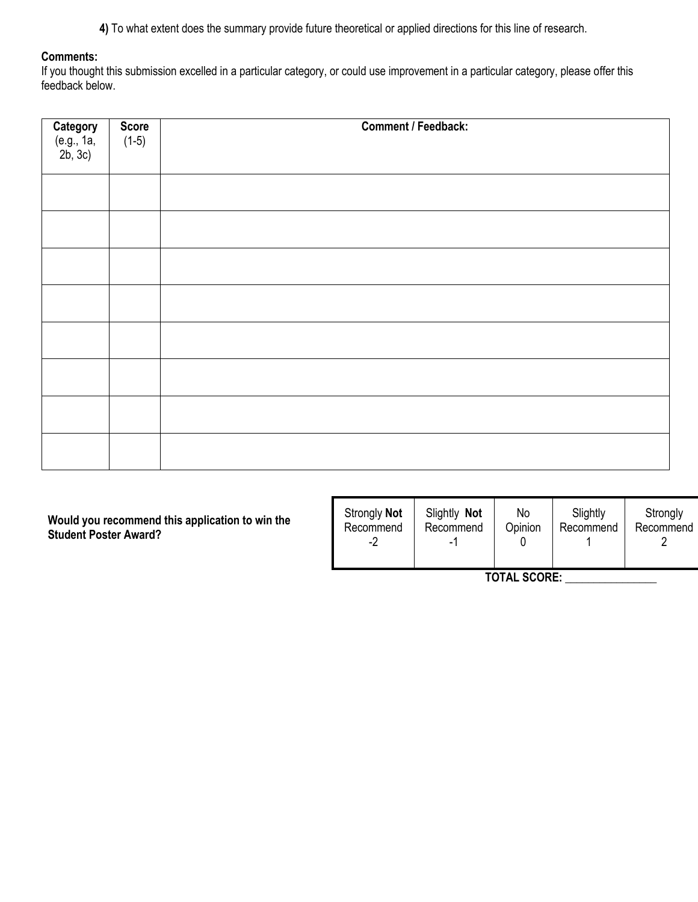**4)** To what extent does the summary provide future theoretical or applied directions for this line of research.

**Comments:**
If you thought this submission excelled in a particular category, or could use improvement in a particular category, please offer this feedback below.

| **Category** (e.g., 1a, 2b, 3c) | **Score** (1-5) | **Comment / Feedback:** |
|---|---|---|
| | | |
| | | |
| | | |
| | | |
| | | |
| | | |
| | | |
| | | |

**Would you recommend this application to win the Student Poster Award?**

| Strongly **Not** Recommend -2 | Slightly **Not** Recommend -1 | No Opinion 0 | Slightly Recommend 1 | Strongly Recommend 2 |
|---|---|---|---|---|

**TOTAL SCORE:** ________________